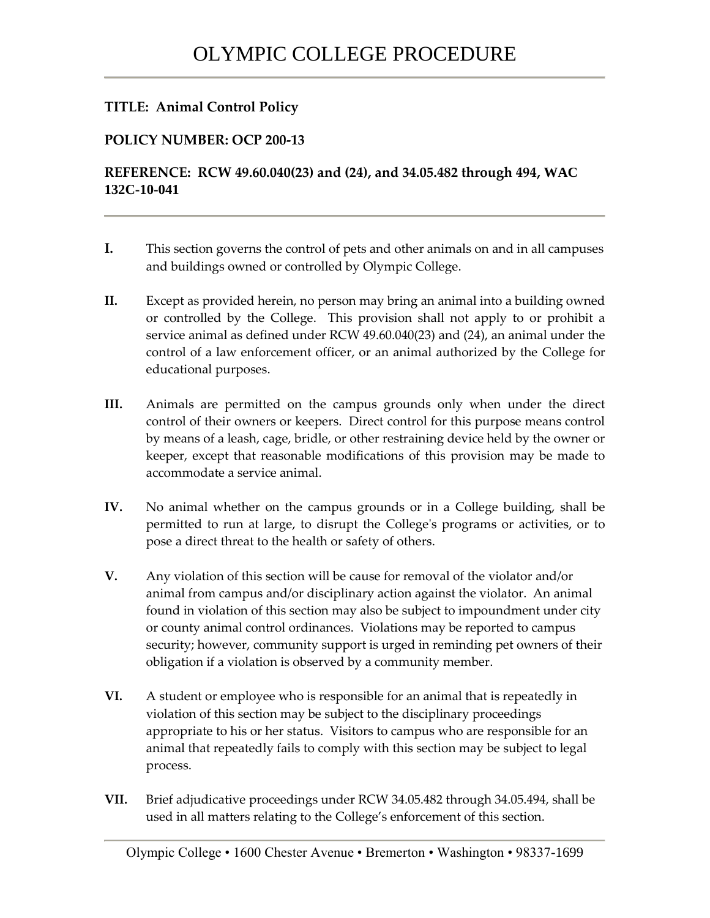# OLYMPIC COLLEGE PROCEDURE

**TITLE: Animal Control Policy**

**POLICY NUMBER: OCP 200-13**

**REFERENCE: RCW 49.60.040(23) and (24), and 34.05.482 through 494, WAC 132C-10-041**

---

**I.** This section governs the control of pets and other animals on and in all campuses and buildings owned or controlled by Olympic College.

**II.** Except as provided herein, no person may bring an animal into a building owned or controlled by the College. This provision shall not apply to or prohibit a service animal as defined under RCW 49.60.040(23) and (24), an animal under the control of a law enforcement officer, or an animal authorized by the College for educational purposes.

**III.** Animals are permitted on the campus grounds only when under the direct control of their owners or keepers. Direct control for this purpose means control by means of a leash, cage, bridle, or other restraining device held by the owner or keeper, except that reasonable modifications of this provision may be made to accommodate a service animal.

**IV.** No animal whether on the campus grounds or in a College building, shall be permitted to run at large, to disrupt the College's programs or activities, or to pose a direct threat to the health or safety of others.

**V.** Any violation of this section will be cause for removal of the violator and/or animal from campus and/or disciplinary action against the violator. An animal found in violation of this section may also be subject to impoundment under city or county animal control ordinances. Violations may be reported to campus security; however, community support is urged in reminding pet owners of their obligation if a violation is observed by a community member.

**VI.** A student or employee who is responsible for an animal that is repeatedly in violation of this section may be subject to the disciplinary proceedings appropriate to his or her status. Visitors to campus who are responsible for an animal that repeatedly fails to comply with this section may be subject to legal process.

**VII.** Brief adjudicative proceedings under RCW 34.05.482 through 34.05.494, shall be used in all matters relating to the College's enforcement of this section.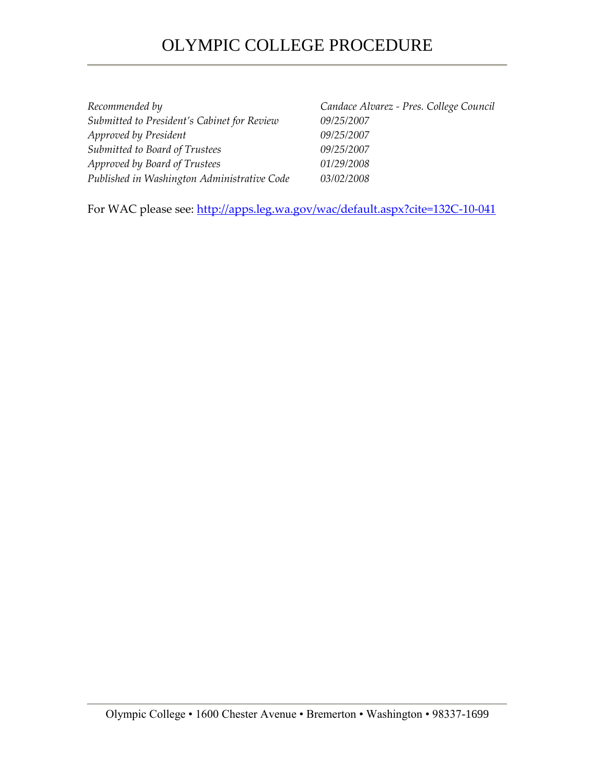# OLYMPIC COLLEGE PROCEDURE

| | |
|---|---|
| *Recommended by* | *Candace Alvarez - Pres. College Council* |
| *Submitted to President's Cabinet for Review* | *09/25/2007* |
| *Approved by President* | *09/25/2007* |
| *Submitted to Board of Trustees* | *09/25/2007* |
| *Approved by Board of Trustees* | *01/29/2008* |
| *Published in Washington Administrative Code* | *03/02/2008* |

For WAC please see: [http://apps.leg.wa.gov/wac/default.aspx?cite=132C-10-041](http://apps.leg.wa.gov/wac/default.aspx?cite=132C-10-041)